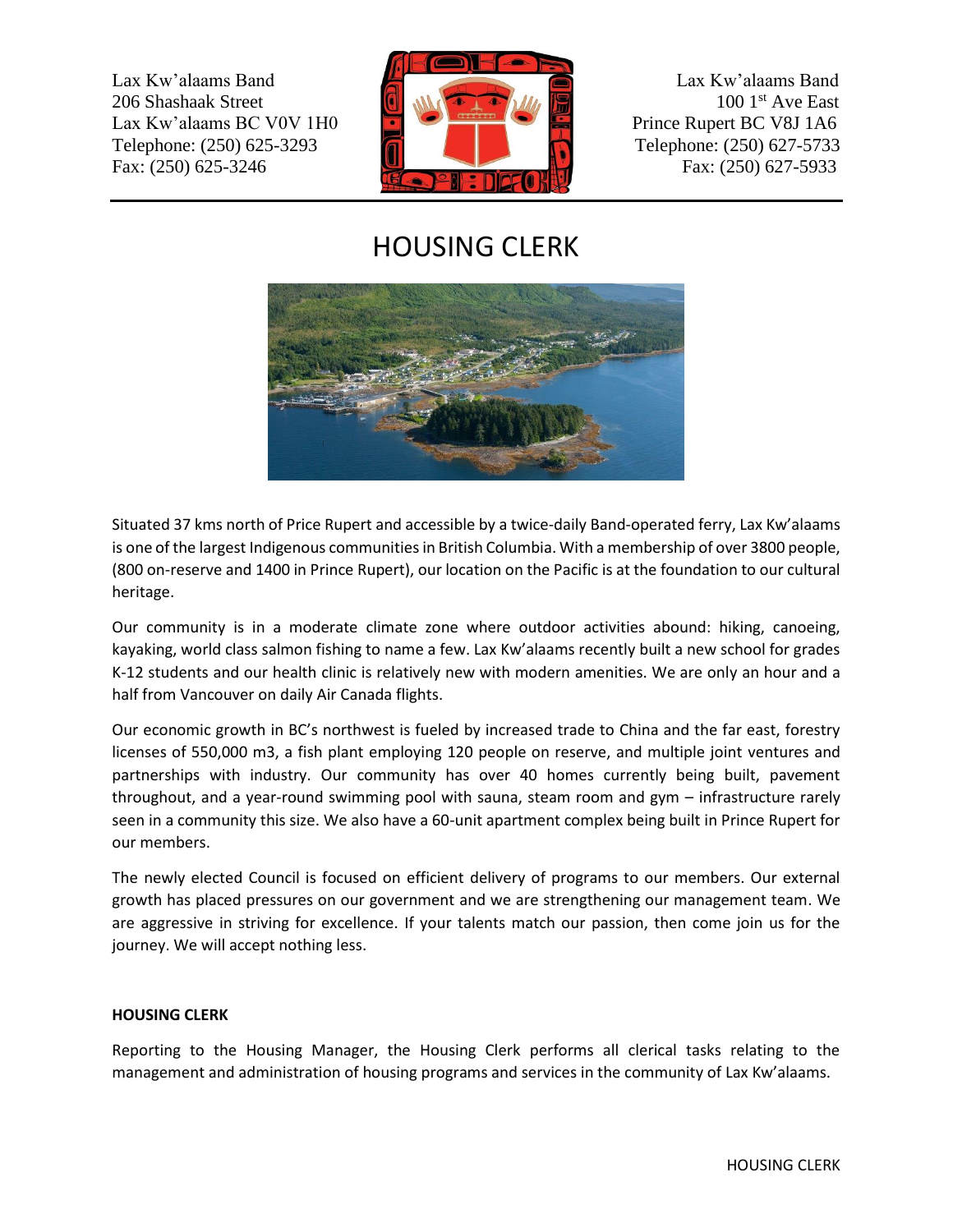Lax Kw'alaams Band
206 Shashaak Street
Lax Kw'alaams BC V0V 1H0
Telephone: (250) 625-3293
Fax: (250) 625-3246

Lax Kw'alaams Band
100 1st Ave East
Prince Rupert BC V8J 1A6
Telephone: (250) 627-5733
Fax: (250) 627-5933

# HOUSING CLERK

Situated 37 kms north of Price Rupert and accessible by a twice-daily Band-operated ferry, Lax Kw'alaams is one of the largest Indigenous communities in British Columbia. With a membership of over 3800 people, (800 on-reserve and 1400 in Prince Rupert), our location on the Pacific is at the foundation to our cultural heritage.

Our community is in a moderate climate zone where outdoor activities abound: hiking, canoeing, kayaking, world class salmon fishing to name a few. Lax Kw'alaams recently built a new school for grades K-12 students and our health clinic is relatively new with modern amenities. We are only an hour and a half from Vancouver on daily Air Canada flights.

Our economic growth in BC's northwest is fueled by increased trade to China and the far east, forestry licenses of 550,000 m3, a fish plant employing 120 people on reserve, and multiple joint ventures and partnerships with industry. Our community has over 40 homes currently being built, pavement throughout, and a year-round swimming pool with sauna, steam room and gym – infrastructure rarely seen in a community this size. We also have a 60-unit apartment complex being built in Prince Rupert for our members.

The newly elected Council is focused on efficient delivery of programs to our members. Our external growth has placed pressures on our government and we are strengthening our management team. We are aggressive in striving for excellence. If your talents match our passion, then come join us for the journey. We will accept nothing less.

**HOUSING CLERK**

Reporting to the Housing Manager, the Housing Clerk performs all clerical tasks relating to the management and administration of housing programs and services in the community of Lax Kw'alaams.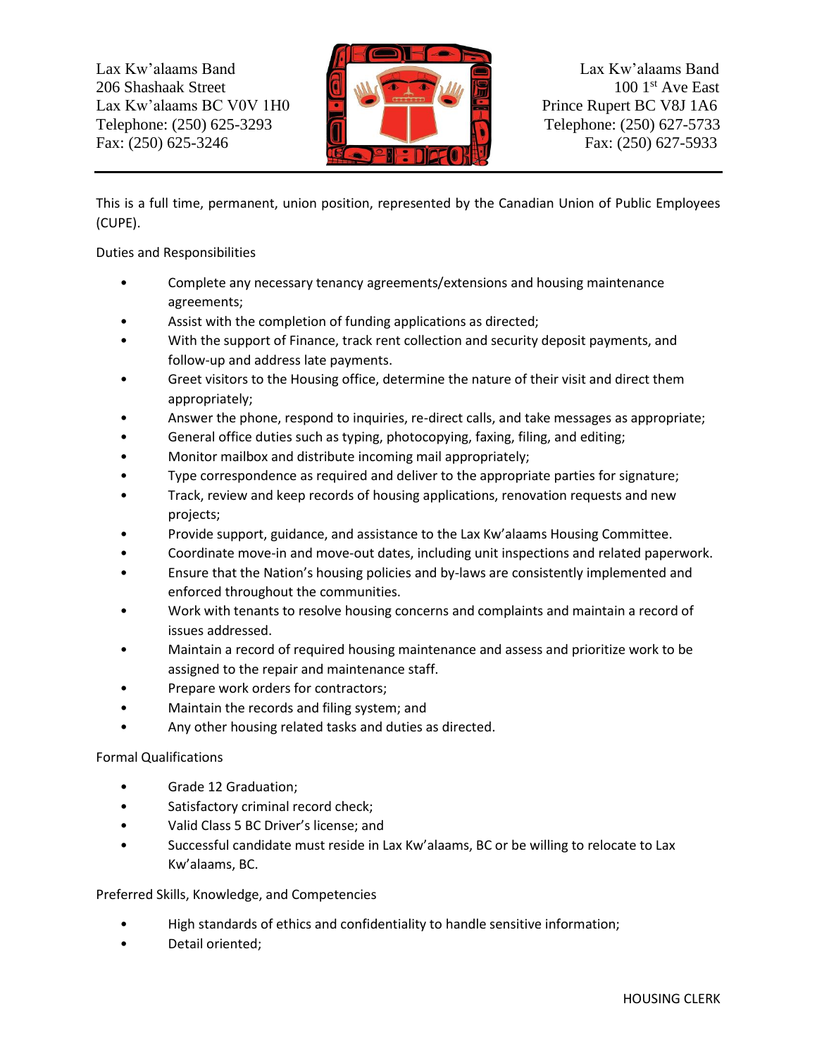This is a full time, permanent, union position, represented by the Canadian Union of Public Employees (CUPE).

Duties and Responsibilities

- Complete any necessary tenancy agreements/extensions and housing maintenance agreements;
- Assist with the completion of funding applications as directed;
- With the support of Finance, track rent collection and security deposit payments, and follow-up and address late payments.
- Greet visitors to the Housing office, determine the nature of their visit and direct them appropriately;
- Answer the phone, respond to inquiries, re-direct calls, and take messages as appropriate;
- General office duties such as typing, photocopying, faxing, filing, and editing;
- Monitor mailbox and distribute incoming mail appropriately;
- Type correspondence as required and deliver to the appropriate parties for signature;
- Track, review and keep records of housing applications, renovation requests and new projects;
- Provide support, guidance, and assistance to the Lax Kw'alaams Housing Committee.
- Coordinate move-in and move-out dates, including unit inspections and related paperwork.
- Ensure that the Nation's housing policies and by-laws are consistently implemented and enforced throughout the communities.
- Work with tenants to resolve housing concerns and complaints and maintain a record of issues addressed.
- Maintain a record of required housing maintenance and assess and prioritize work to be assigned to the repair and maintenance staff.
- Prepare work orders for contractors;
- Maintain the records and filing system; and
- Any other housing related tasks and duties as directed.

Formal Qualifications

- Grade 12 Graduation;
- Satisfactory criminal record check;
- Valid Class 5 BC Driver's license; and
- Successful candidate must reside in Lax Kw'alaams, BC or be willing to relocate to Lax Kw'alaams, BC.

Preferred Skills, Knowledge, and Competencies

- High standards of ethics and confidentiality to handle sensitive information;
- Detail oriented;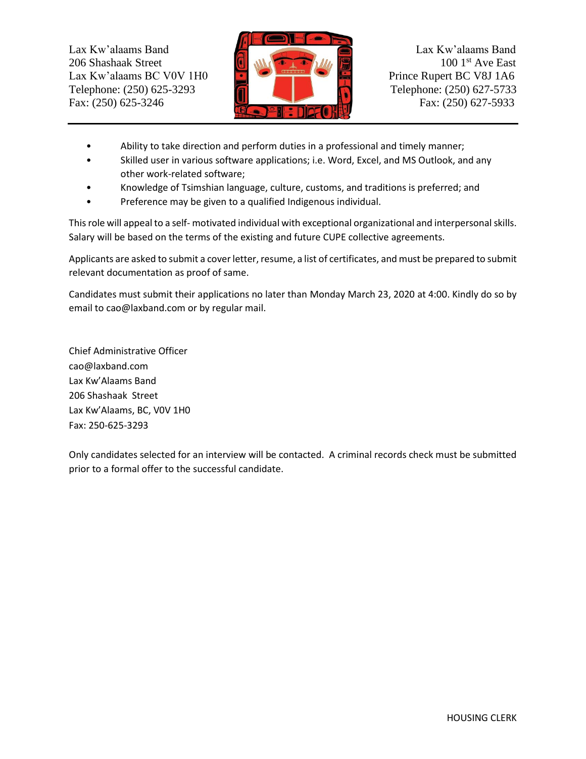Lax Kw'alaams Band
206 Shashaak Street
Lax Kw'alaams BC V0V 1H0
Telephone: (250) 625-3293
Fax: (250) 625-3246

Lax Kw'alaams Band
100 1st Ave East
Prince Rupert BC V8J 1A6
Telephone: (250) 627-5733
Fax: (250) 627-5933

- Ability to take direction and perform duties in a professional and timely manner;
- Skilled user in various software applications; i.e. Word, Excel, and MS Outlook, and any other work-related software;
- Knowledge of Tsimshian language, culture, customs, and traditions is preferred; and
- Preference may be given to a qualified Indigenous individual.

This role will appeal to a self- motivated individual with exceptional organizational and interpersonal skills. Salary will be based on the terms of the existing and future CUPE collective agreements.

Applicants are asked to submit a cover letter, resume, a list of certificates, and must be prepared to submit relevant documentation as proof of same.

Candidates must submit their applications no later than Monday March 23, 2020 at 4:00. Kindly do so by email to cao@laxband.com or by regular mail.

Chief Administrative Officer
cao@laxband.com
Lax Kw'Alaams Band
206 Shashaak Street
Lax Kw'Alaams, BC, V0V 1H0
Fax: 250-625-3293

Only candidates selected for an interview will be contacted. A criminal records check must be submitted prior to a formal offer to the successful candidate.

HOUSING CLERK